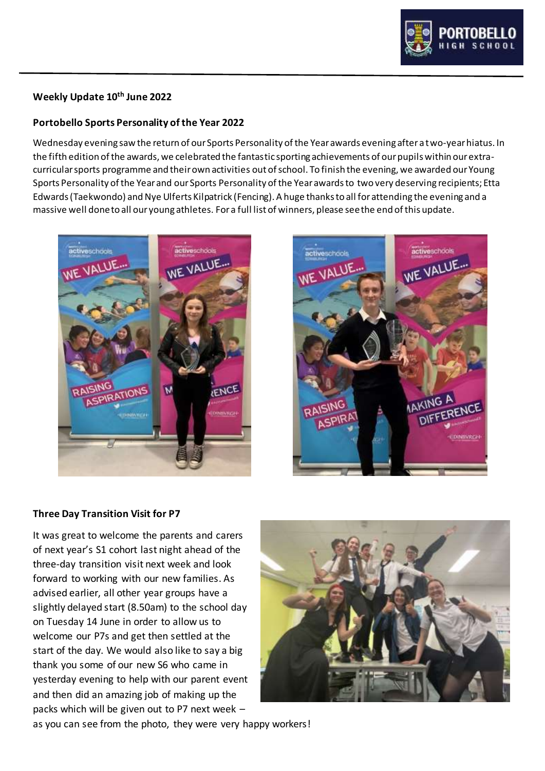### Weekly Update 10th June 2022

### Portobello Sports Personality of the Year 2022

Wednesday evening saw the return of our Sports Personality of the Year awards evening after a two-year hiatus. In the fifth edition of the awards, we celebrated the fantastic sporting achievements of our pupils within our extra-curricular sports programme and their own activities out of school. To finish the evening, we awarded our Young Sports Personality of the Year and our Sports Personality of the Year awards to two very deserving recipients; Etta Edwards (Taekwondo) and Nye Ulferts Kilpatrick (Fencing). A huge thanks to all for attending the evening and a massive well done to all our young athletes. For a full list of winners, please see the end of this update.

### Three Day Transition Visit for P7

It was great to welcome the parents and carers of next year's S1 cohort last night ahead of the three-day transition visit next week and look forward to working with our new families. As advised earlier, all other year groups have a slightly delayed start (8.50am) to the school day on Tuesday 14 June in order to allow us to welcome our P7s and get then settled at the start of the day. We would also like to say a big thank you some of our new S6 who came in yesterday evening to help with our parent event and then did an amazing job of making up the packs which will be given out to P7 next week – as you can see from the photo, they were very happy workers!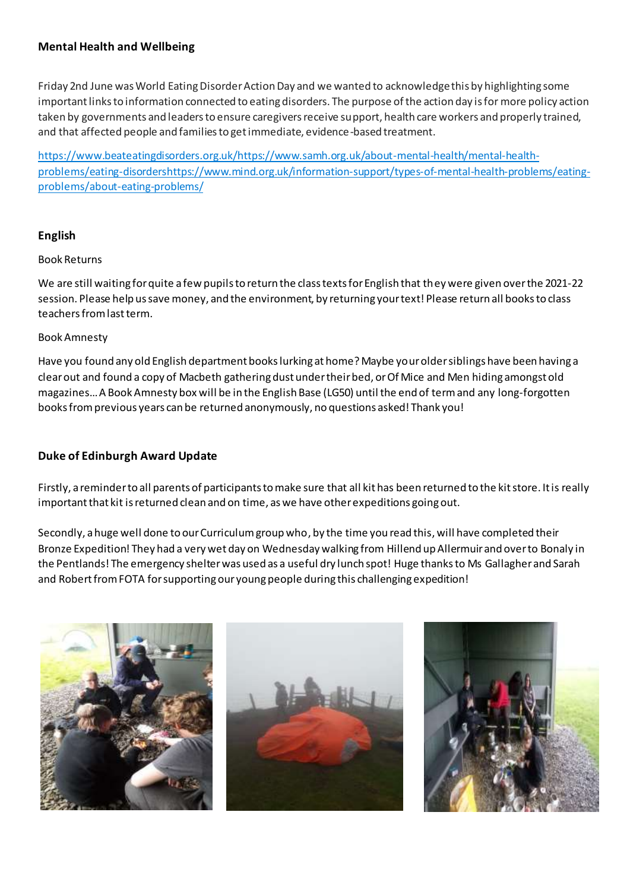## Mental Health and Wellbeing

Friday 2nd June was World Eating Disorder Action Day and we wanted to acknowledge this by highlighting some important links to information connected to eating disorders. The purpose of the action day is for more policy action taken by governments and leaders to ensure caregivers receive support, health care workers and properly trained, and that affected people and families to get immediate, evidence-based treatment.

https://www.beateatingdisorders.org.uk/https://www.samh.org.uk/about-mental-health/mental-health-problems/eating-disordershttps://www.mind.org.uk/information-support/types-of-mental-health-problems/eating-problems/about-eating-problems/

## English

Book Returns

We are still waiting for quite a few pupils to return the class texts for English that they were given over the 2021-22 session. Please help us save money, and the environment, by returning your text! Please return all books to class teachers from last term.

Book Amnesty

Have you found any old English department books lurking at home? Maybe your older siblings have been having a clear out and found a copy of Macbeth gathering dust under their bed, or Of Mice and Men hiding amongst old magazines... A Book Amnesty box will be in the English Base (LG50) until the end of term and any long-forgotten books from previous years can be returned anonymously, no questions asked! Thank you!

## Duke of Edinburgh Award Update

Firstly, a reminder to all parents of participants to make sure that all kit has been returned to the kit store. It is really important that kit is returned clean and on time, as we have other expeditions going out.

Secondly, a huge well done to our Curriculum group who, by the time you read this, will have completed their Bronze Expedition! They had a very wet day on Wednesday walking from Hillend up Allermuir and over to Bonaly in the Pentlands! The emergency shelter was used as a useful dry lunch spot! Huge thanks to Ms Gallagher and Sarah and Robert from FOTA for supporting our young people during this challenging expedition!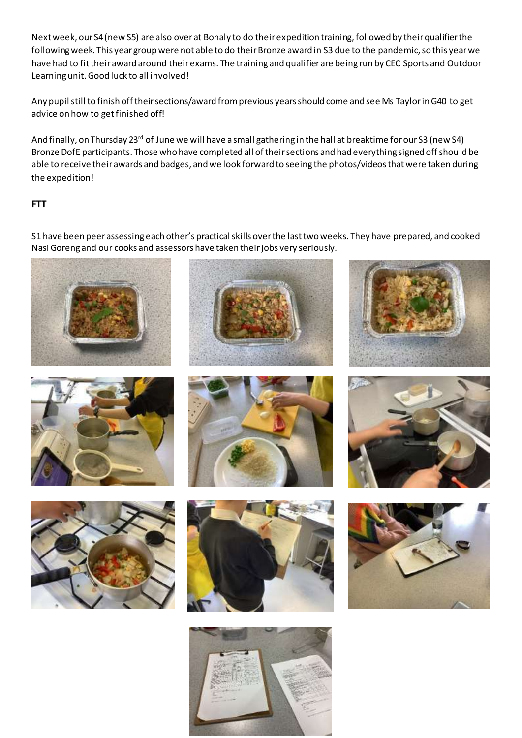Next week, our S4 (new S5) are also over at Bonaly to do their expedition training, followed by their qualifier the following week. This year group were not able to do their Bronze award in S3 due to the pandemic, so this year we have had to fit their award around their exams. The training and qualifier are being run by CEC Sports and Outdoor Learning unit. Good luck to all involved!

Any pupil still to finish off their sections/award from previous years should come and see Ms Taylor in G40 to get advice on how to get finished off!

And finally, on Thursday 23rd of June we will have a small gathering in the hall at breaktime for our S3 (new S4) Bronze DofE participants. Those who have completed all of their sections and had everything signed off should be able to receive their awards and badges, and we look forward to seeing the photos/videos that were taken during the expedition!

**FTT**

S1 have been peer assessing each other's practical skills over the last two weeks. They have prepared, and cooked Nasi Goreng and our cooks and assessors have taken their jobs very seriously.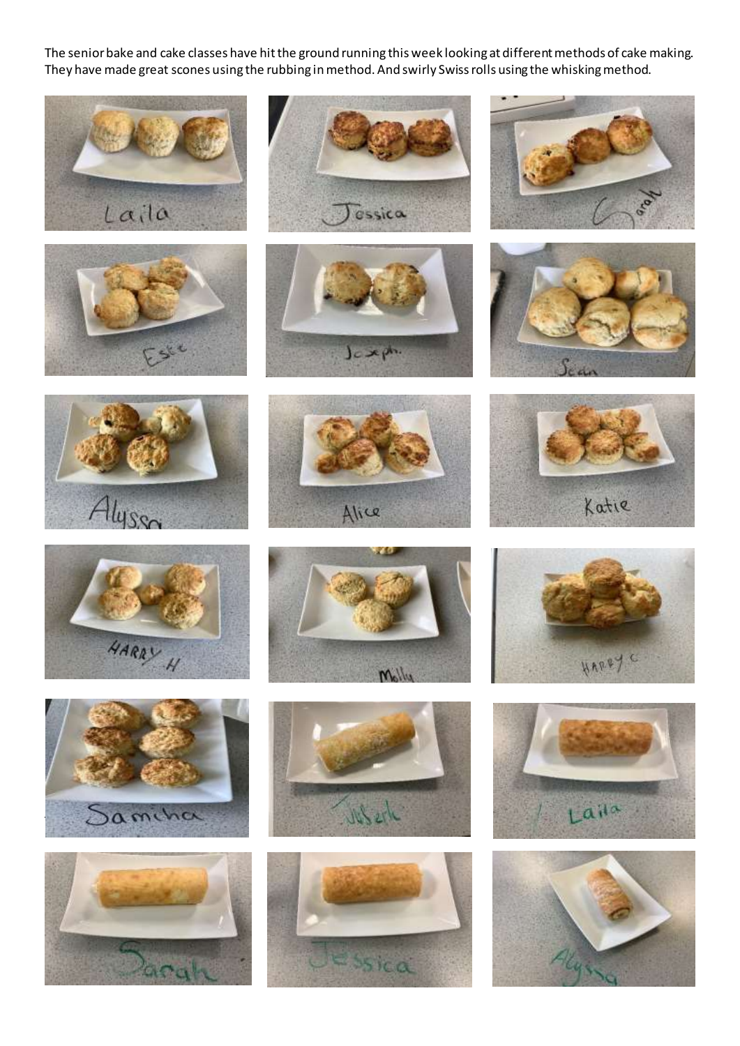The senior bake and cake classes have hit the ground running this week looking at different methods of cake making. They have made great scones using the rubbing in method. And swirly Swiss rolls using the whisking method.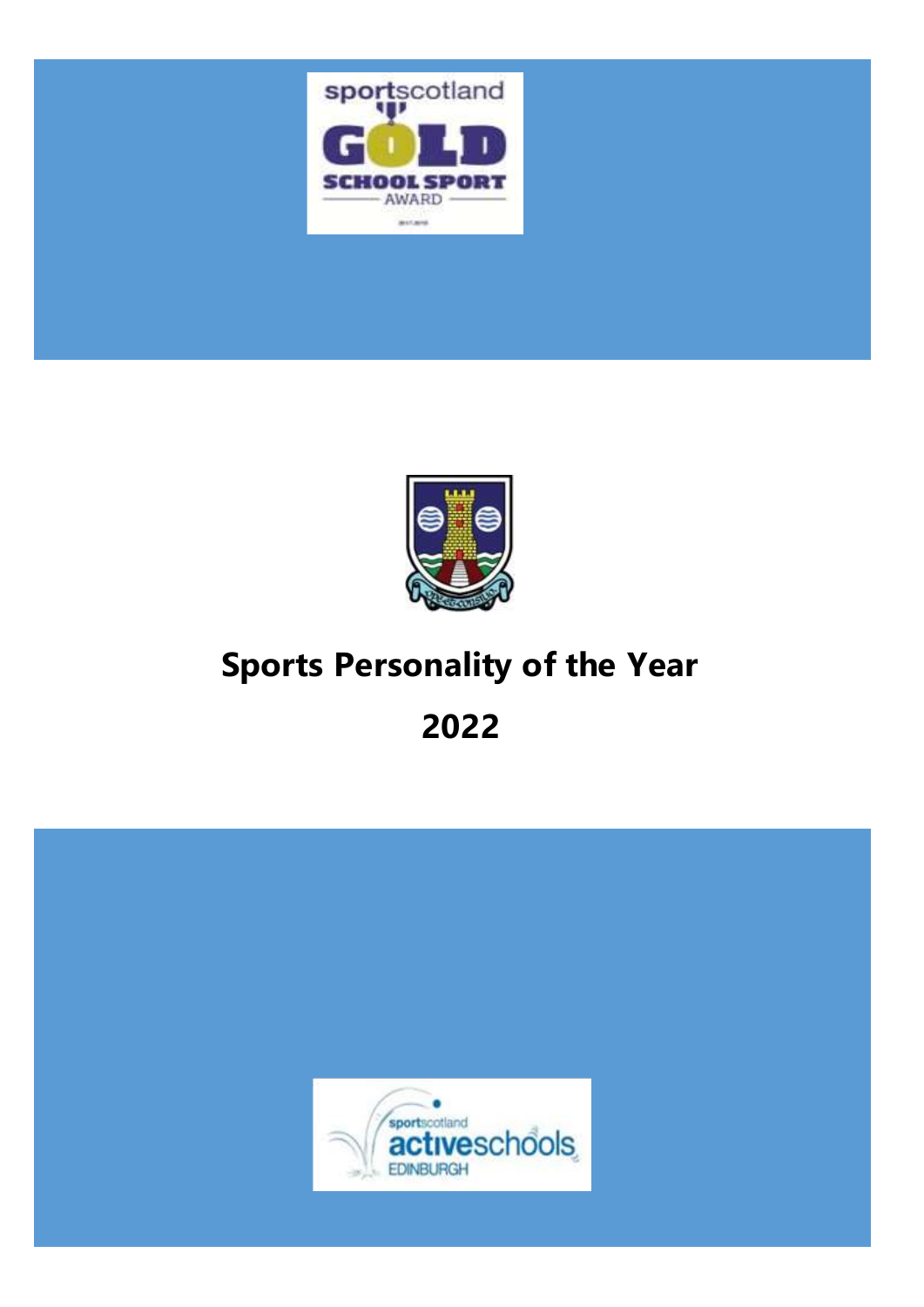# Sports Personality of the Year

# 2022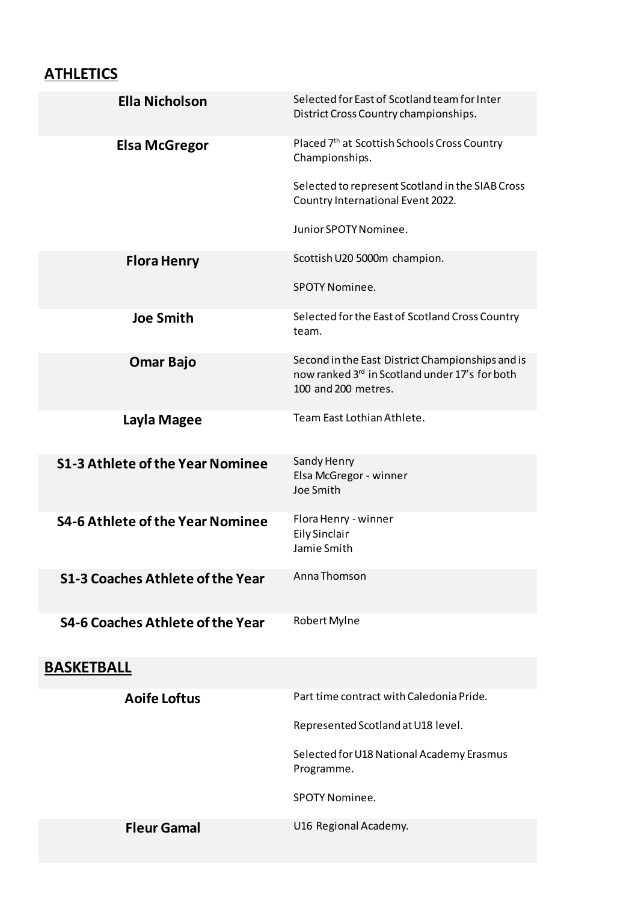## ATHLETICS

| | |
|---|---|
| **Ella Nicholson** | Selected for East of Scotland team for Inter District Cross Country championships. |
| **Elsa McGregor** | Placed 7th at Scottish Schools Cross Country Championships.<br><br>Selected to represent Scotland in the SIAB Cross Country International Event 2022.<br><br>Junior SPOTY Nominee. |
| **Flora Henry** | Scottish U20 5000m champion.<br><br>SPOTY Nominee. |
| **Joe Smith** | Selected for the East of Scotland Cross Country team. |
| **Omar Bajo** | Second in the East District Championships and is now ranked 3rd in Scotland under 17's for both 100 and 200 metres. |
| **Layla Magee** | Team East Lothian Athlete. |
| **S1-3 Athlete of the Year Nominee** | Sandy Henry<br>Elsa McGregor - winner<br>Joe Smith |
| **S4-6 Athlete of the Year Nominee** | Flora Henry - winner<br>Eily Sinclair<br>Jamie Smith |
| **S1-3 Coaches Athlete of the Year** | Anna Thomson |
| **S4-6 Coaches Athlete of the Year** | Robert Mylne |

## BASKETBALL

| | |
|---|---|
| **Aoife Loftus** | Part time contract with Caledonia Pride.<br><br>Represented Scotland at U18 level.<br><br>Selected for U18 National Academy Erasmus Programme.<br><br>SPOTY Nominee. |
| **Fleur Gamal** | U16 Regional Academy. |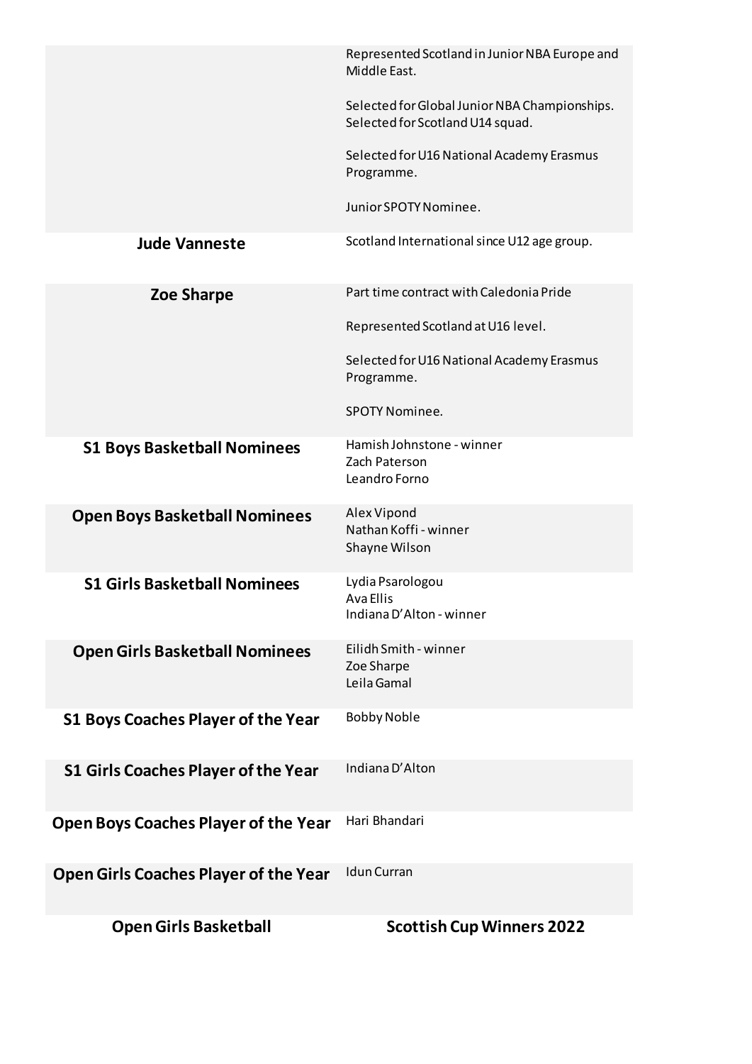| | |
|---|---|
| | Represented Scotland in Junior NBA Europe and Middle East.<br><br>Selected for Global Junior NBA Championships. Selected for Scotland U14 squad.<br><br>Selected for U16 National Academy Erasmus Programme.<br><br>Junior SPOTY Nominee. |
| **Jude Vanneste** | Scotland International since U12 age group. |
| **Zoe Sharpe** | Part time contract with Caledonia Pride<br><br>Represented Scotland at U16 level.<br><br>Selected for U16 National Academy Erasmus Programme.<br><br>SPOTY Nominee. |
| **S1 Boys Basketball Nominees** | Hamish Johnstone - winner<br>Zach Paterson<br>Leandro Forno |
| **Open Boys Basketball Nominees** | Alex Vipond<br>Nathan Koffi - winner<br>Shayne Wilson |
| **S1 Girls Basketball Nominees** | Lydia Psarologou<br>Ava Ellis<br>Indiana D'Alton - winner |
| **Open Girls Basketball Nominees** | Eilidh Smith - winner<br>Zoe Sharpe<br>Leila Gamal |
| **S1 Boys Coaches Player of the Year** | Bobby Noble |
| **S1 Girls Coaches Player of the Year** | Indiana D'Alton |
| **Open Boys Coaches Player of the Year** | Hari Bhandari |
| **Open Girls Coaches Player of the Year** | Idun Curran |
| **Open Girls Basketball** | **Scottish Cup Winners 2022** |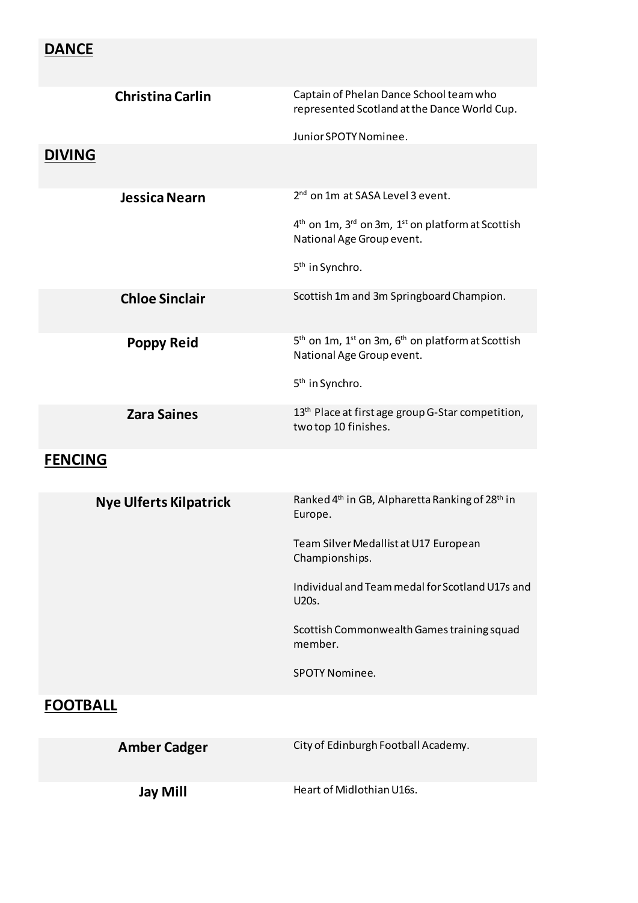## DANCE

| | |
|---|---|
| **Christina Carlin** | Captain of Phelan Dance School team who represented Scotland at the Dance World Cup.<br><br>Junior SPOTY Nominee. |

## DIVING

| | |
|---|---|
| **Jessica Nearn** | 2nd on 1m at SASA Level 3 event.<br><br>4th on 1m, 3rd on 3m, 1st on platform at Scottish National Age Group event.<br><br>5th in Synchro. |
| **Chloe Sinclair** | Scottish 1m and 3m Springboard Champion. |
| **Poppy Reid** | 5th on 1m, 1st on 3m, 6th on platform at Scottish National Age Group event.<br><br>5th in Synchro. |
| **Zara Saines** | 13th Place at first age group G-Star competition, two top 10 finishes. |

## FENCING

| | |
|---|---|
| **Nye Ulferts Kilpatrick** | Ranked 4th in GB, Alpharetta Ranking of 28th in Europe.<br><br>Team Silver Medallist at U17 European Championships.<br><br>Individual and Team medal for Scotland U17s and U20s.<br><br>Scottish Commonwealth Games training squad member.<br><br>SPOTY Nominee. |

## FOOTBALL

| | |
|---|---|
| **Amber Cadger** | City of Edinburgh Football Academy. |
| **Jay Mill** | Heart of Midlothian U16s. |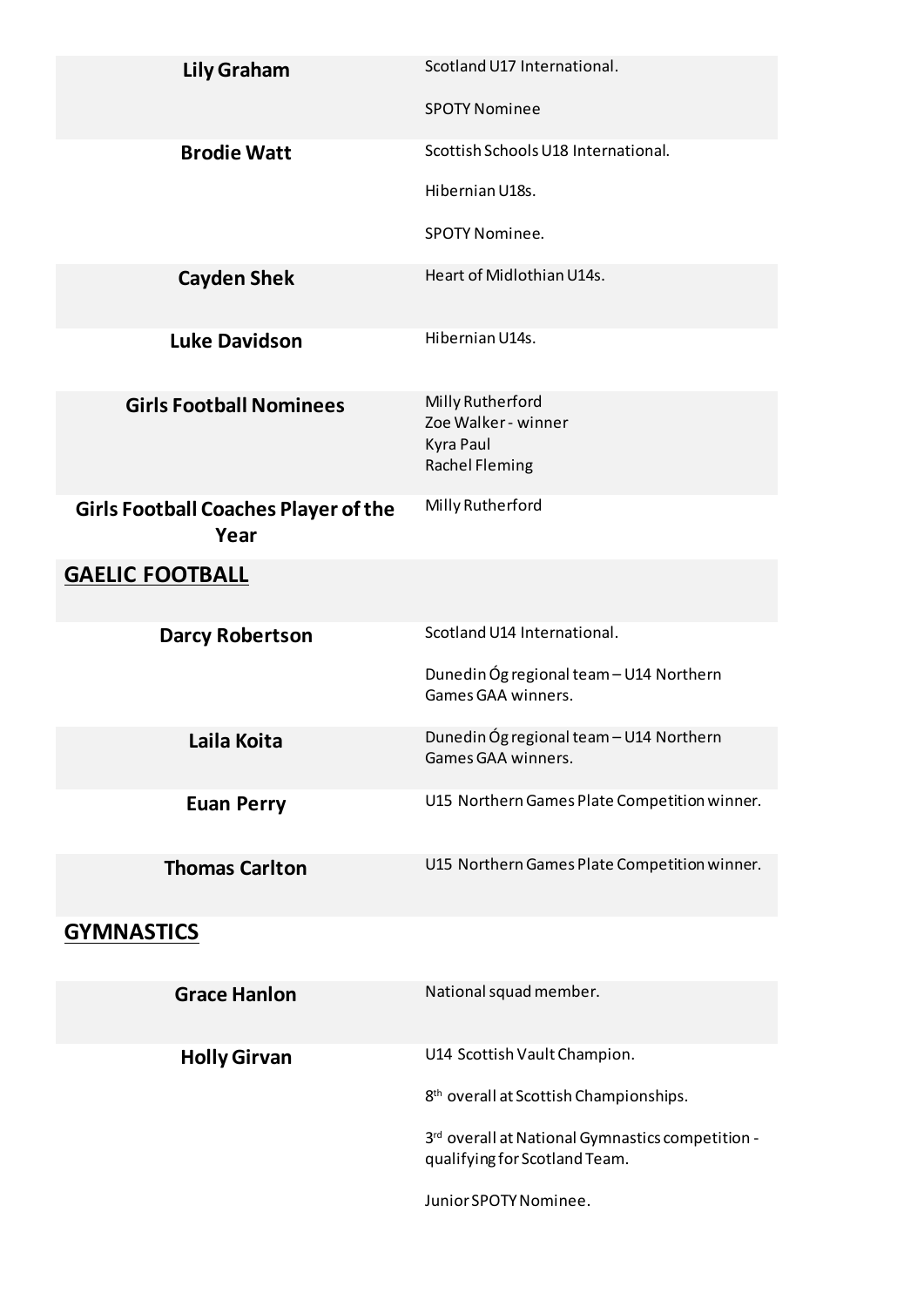| | |
|---|---|
| **Lily Graham** | Scotland U17 International.<br><br>SPOTY Nominee |
| **Brodie Watt** | Scottish Schools U18 International.<br><br>Hibernian U18s.<br><br>SPOTY Nominee. |
| **Cayden Shek** | Heart of Midlothian U14s. |
| **Luke Davidson** | Hibernian U14s. |
| **Girls Football Nominees** | Milly Rutherford<br>Zoe Walker - winner<br>Kyra Paul<br>Rachel Fleming |
| **Girls Football Coaches Player of the Year** | Milly Rutherford |

## GAELIC FOOTBALL

| | |
|---|---|
| **Darcy Robertson** | Scotland U14 International.<br><br>Dunedin Óg regional team – U14 Northern Games GAA winners. |
| **Laila Koita** | Dunedin Óg regional team – U14 Northern Games GAA winners. |
| **Euan Perry** | U15 Northern Games Plate Competition winner. |
| **Thomas Carlton** | U15 Northern Games Plate Competition winner. |

## GYMNASTICS

| | |
|---|---|
| **Grace Hanlon** | National squad member. |
| **Holly Girvan** | U14 Scottish Vault Champion.<br><br>8th overall at Scottish Championships.<br><br>3rd overall at National Gymnastics competition - qualifying for Scotland Team.<br><br>Junior SPOTY Nominee. |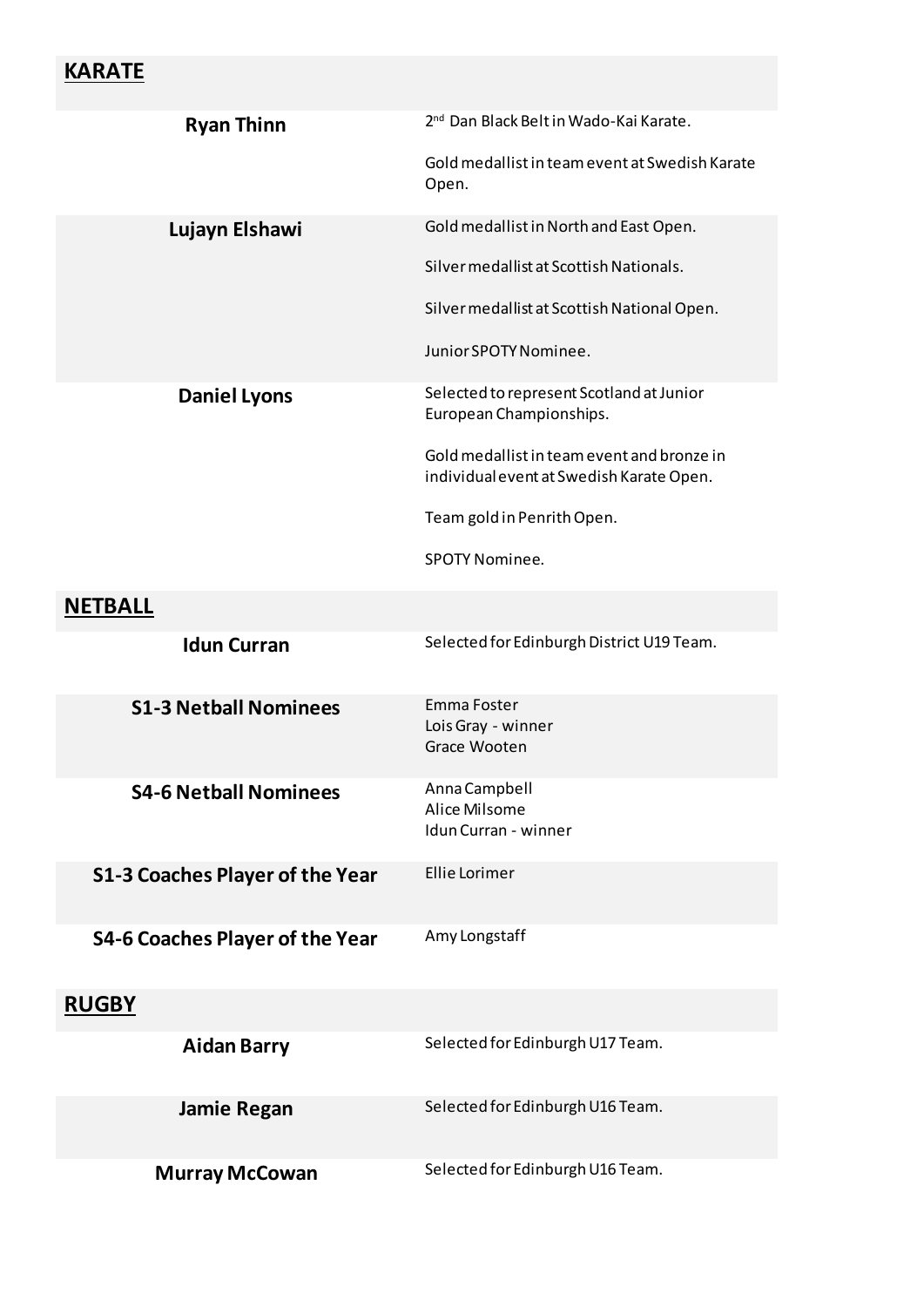## KARATE

| | |
|---|---|
| **Ryan Thinn** | 2nd Dan Black Belt in Wado-Kai Karate.<br><br>Gold medallist in team event at Swedish Karate Open. |
| **Lujayn Elshawi** | Gold medallist in North and East Open.<br><br>Silver medallist at Scottish Nationals.<br><br>Silver medallist at Scottish National Open.<br><br>Junior SPOTY Nominee. |
| **Daniel Lyons** | Selected to represent Scotland at Junior European Championships.<br><br>Gold medallist in team event and bronze in individual event at Swedish Karate Open.<br><br>Team gold in Penrith Open.<br><br>SPOTY Nominee. |

## NETBALL

| | |
|---|---|
| **Idun Curran** | Selected for Edinburgh District U19 Team. |
| **S1-3 Netball Nominees** | Emma Foster<br>Lois Gray - winner<br>Grace Wooten |
| **S4-6 Netball Nominees** | Anna Campbell<br>Alice Milsome<br>Idun Curran - winner |
| **S1-3 Coaches Player of the Year** | Ellie Lorimer |
| **S4-6 Coaches Player of the Year** | Amy Longstaff |

## RUGBY

| | |
|---|---|
| **Aidan Barry** | Selected for Edinburgh U17 Team. |
| **Jamie Regan** | Selected for Edinburgh U16 Team. |
| **Murray McCowan** | Selected for Edinburgh U16 Team. |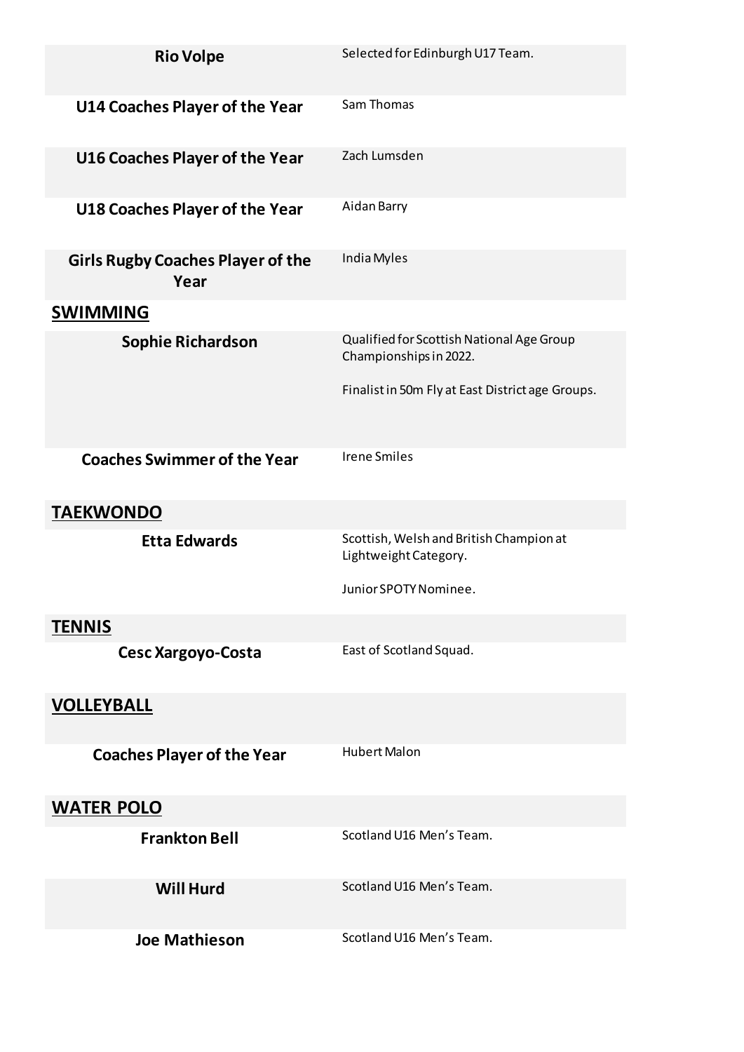| | |
|---|---|
| **Rio Volpe** | Selected for Edinburgh U17 Team. |
| **U14 Coaches Player of the Year** | Sam Thomas |
| **U16 Coaches Player of the Year** | Zach Lumsden |
| **U18 Coaches Player of the Year** | Aidan Barry |
| **Girls Rugby Coaches Player of the Year** | India Myles |

## SWIMMING

| | |
|---|---|
| **Sophie Richardson** | Qualified for Scottish National Age Group Championships in 2022.<br><br>Finalist in 50m Fly at East District age Groups. |
| **Coaches Swimmer of the Year** | Irene Smiles |

## TAEKWONDO

| | |
|---|---|
| **Etta Edwards** | Scottish, Welsh and British Champion at Lightweight Category.<br><br>Junior SPOTY Nominee. |

## TENNIS

| | |
|---|---|
| **Cesc Xargoyo-Costa** | East of Scotland Squad. |

## VOLLEYBALL

| | |
|---|---|
| **Coaches Player of the Year** | Hubert Malon |

## WATER POLO

| | |
|---|---|
| **Frankton Bell** | Scotland U16 Men's Team. |
| **Will Hurd** | Scotland U16 Men's Team. |
| **Joe Mathieson** | Scotland U16 Men's Team. |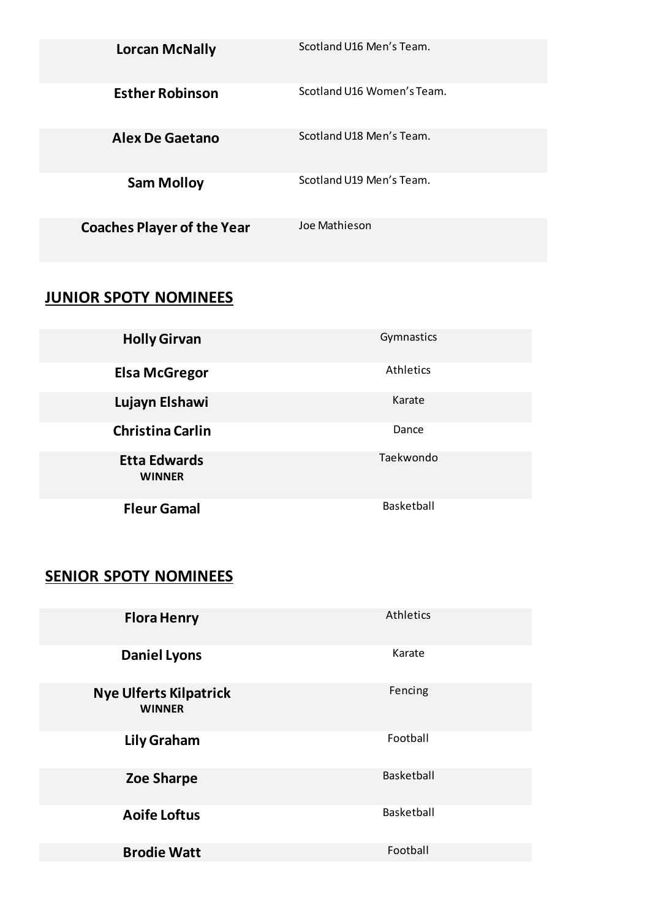| | |
|---|---|
| **Lorcan McNally** | Scotland U16 Men's Team. |
| **Esther Robinson** | Scotland U16 Women's Team. |
| **Alex De Gaetano** | Scotland U18 Men's Team. |
| **Sam Molloy** | Scotland U19 Men's Team. |
| **Coaches Player of the Year** | Joe Mathieson |

## JUNIOR SPOTY NOMINEES

| | |
|---|---|
| **Holly Girvan** | Gymnastics |
| **Elsa McGregor** | Athletics |
| **Lujayn Elshawi** | Karate |
| **Christina Carlin** | Dance |
| **Etta Edwards** **WINNER** | Taekwondo |
| **Fleur Gamal** | Basketball |

## SENIOR SPOTY NOMINEES

| | |
|---|---|
| **Flora Henry** | Athletics |
| **Daniel Lyons** | Karate |
| **Nye Ulferts Kilpatrick** **WINNER** | Fencing |
| **Lily Graham** | Football |
| **Zoe Sharpe** | Basketball |
| **Aoife Loftus** | Basketball |
| **Brodie Watt** | Football |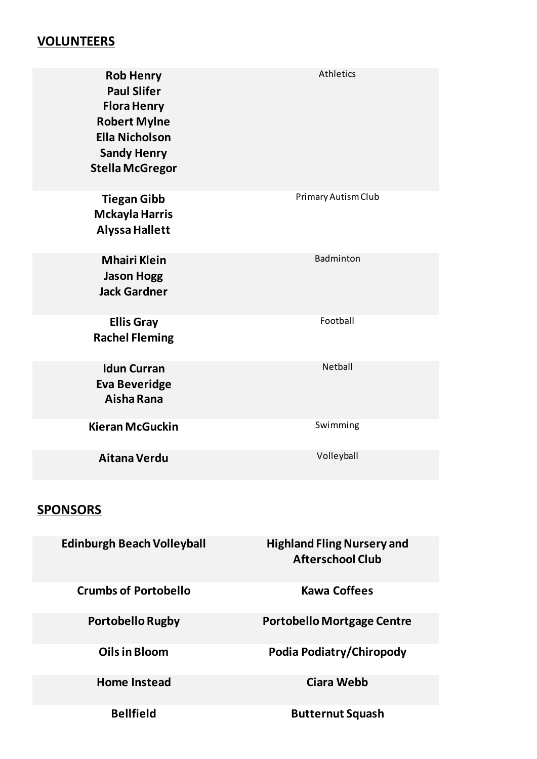## VOLUNTEERS

| | |
|---|---|
| **Rob Henry**<br>**Paul Slifer**<br>**Flora Henry**<br>**Robert Mylne**<br>**Ella Nicholson**<br>**Sandy Henry**<br>**Stella McGregor** | Athletics |
| **Tiegan Gibb**<br>**Mckayla Harris**<br>**Alyssa Hallett** | Primary Autism Club |
| **Mhairi Klein**<br>**Jason Hogg**<br>**Jack Gardner** | Badminton |
| **Ellis Gray**<br>**Rachel Fleming** | Football |
| **Idun Curran**<br>**Eva Beveridge**<br>**Aisha Rana** | Netball |
| **Kieran McGuckin** | Swimming |
| **Aitana Verdu** | Volleyball |

## SPONSORS

| | |
|---|---|
| **Edinburgh Beach Volleyball** | **Highland Fling Nursery and Afterschool Club** |
| **Crumbs of Portobello** | **Kawa Coffees** |
| **Portobello Rugby** | **Portobello Mortgage Centre** |
| **Oils in Bloom** | **Podia Podiatry/Chiropody** |
| **Home Instead** | **Ciara Webb** |
| **Bellfield** | **Butternut Squash** |